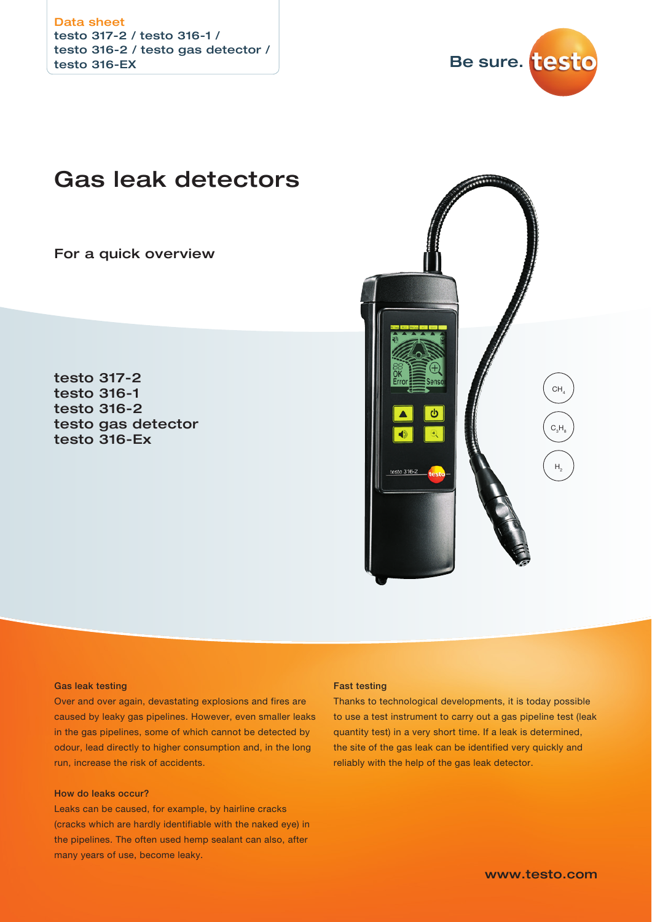Data sheet
testo 317-2 / testo 316-1 / testo 316-2 / testo gas detector / testo 316-EX

Be sure. testo

# Gas leak detectors

For a quick overview

testo 317-2
testo 316-1
testo 316-2
testo gas detector
testo 316-Ex

$CH_4$

$C_3H_8$

$H_2$

### Gas leak testing

Over and over again, devastating explosions and fires are caused by leaky gas pipelines. However, even smaller leaks in the gas pipelines, some of which cannot be detected by odour, lead directly to higher consumption and, in the long run, increase the risk of accidents.

### How do leaks occur?

Leaks can be caused, for example, by hairline cracks (cracks which are hardly identifiable with the naked eye) in the pipelines. The often used hemp sealant can also, after many years of use, become leaky.

### Fast testing

Thanks to technological developments, it is today possible to use a test instrument to carry out a gas pipeline test (leak quantity test) in a very short time. If a leak is determined, the site of the gas leak can be identified very quickly and reliably with the help of the gas leak detector.

www.testo.com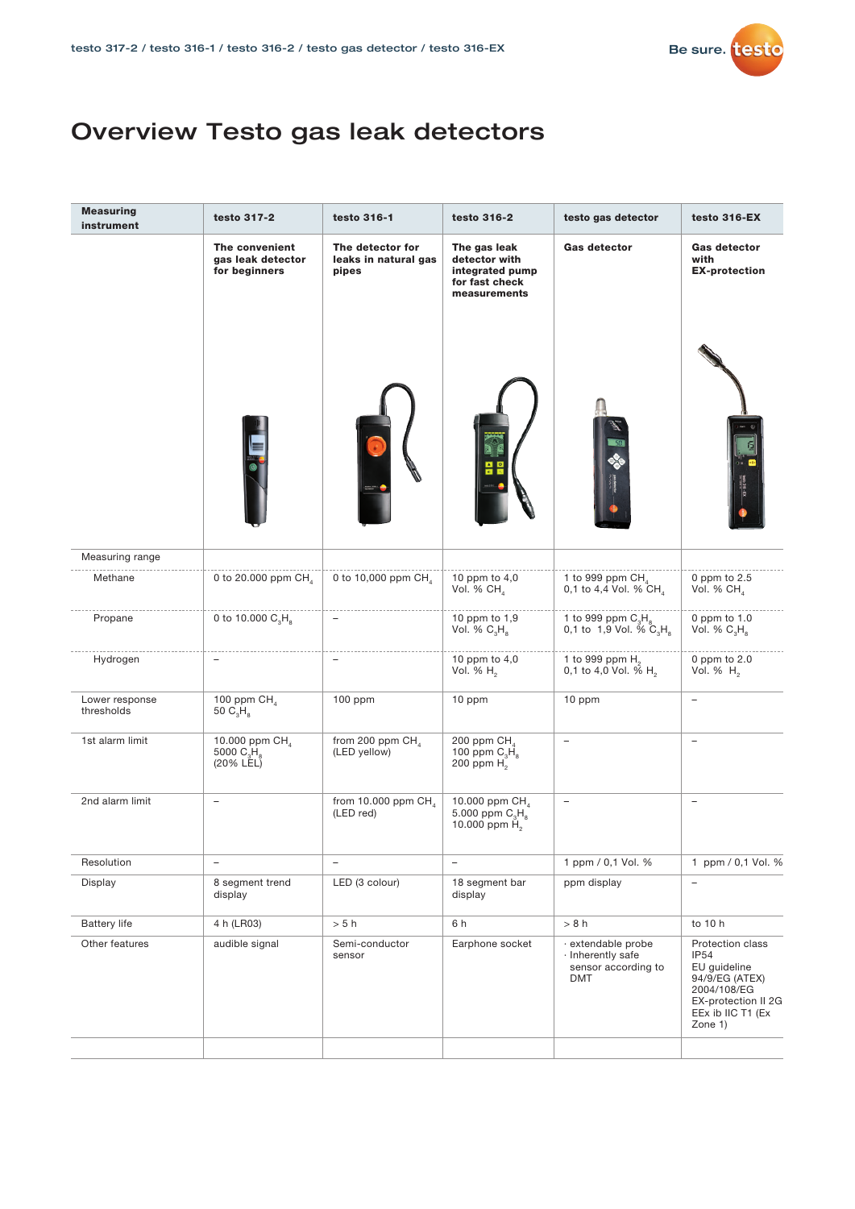# Overview Testo gas leak detectors

| Measuring instrument | testo 317-2 | testo 316-1 | testo 316-2 | testo gas detector | testo 316-EX |
|---|---|---|---|---|---|
| | **The convenient gas leak detector for beginners** | **The detector for leaks in natural gas pipes** | **The gas leak detector with integrated pump for fast check measurements** | **Gas detector** | **Gas detector with EX-protection** |
| Measuring range | | | | | |
| Methane | 0 to 20.000 ppm $CH_4$ | 0 to 10,000 ppm $CH_4$ | 10 ppm to 4,0 Vol. % $CH_4$ | 1 to 999 ppm $CH_4$<br>0,1 to 4,4 Vol. % $CH_4$ | 0 ppm to 2.5 Vol. % $CH_4$ |
| Propane | 0 to 10.000 $C_3H_8$ | – | 10 ppm to 1,9 Vol. % $C_3H_8$ | 1 to 999 ppm $C_3H_8$<br>0,1 to 1,9 Vol. % $C_3H_8$ | 0 ppm to 1.0 Vol. % $C_3H_8$ |
| Hydrogen | – | – | 10 ppm to 4,0 Vol. % $H_2$ | 1 to 999 ppm $H_2$<br>0,1 to 4,0 Vol. % $H_2$ | 0 ppm to 2.0 Vol. % $H_2$ |
| Lower response thresholds | 100 ppm $CH_4$<br>50 $C_3H_8$ | 100 ppm | 10 ppm | 10 ppm | – |
| 1st alarm limit | 10.000 ppm $CH_4$<br>5000 $C_3H_8$<br>(20% LEL) | from 200 ppm $CH_4$ (LED yellow) | 200 ppm $CH_4$<br>100 ppm $C_3H_8$<br>200 ppm $H_2$ | – | – |
| 2nd alarm limit | – | from 10.000 ppm $CH_4$ (LED red) | 10.000 ppm $CH_4$<br>5.000 ppm $C_3H_8$<br>10.000 ppm $H_2$ | – | – |
| Resolution | – | – | – | 1 ppm / 0,1 Vol. % | 1 ppm / 0,1 Vol. % |
| Display | 8 segment trend display | LED (3 colour) | 18 segment bar display | ppm display | – |
| Battery life | 4 h (LR03) | > 5 h | 6 h | > 8 h | to 10 h |
| Other features | audible signal | Semi-conductor sensor | Earphone socket | · extendable probe<br>· Inherently safe sensor according to DMT | Protection class IP54<br>EU guideline 94/9/EG (ATEX) 2004/108/EG<br>EX-protection II 2G EEx ib IIC T1 (Ex Zone 1) |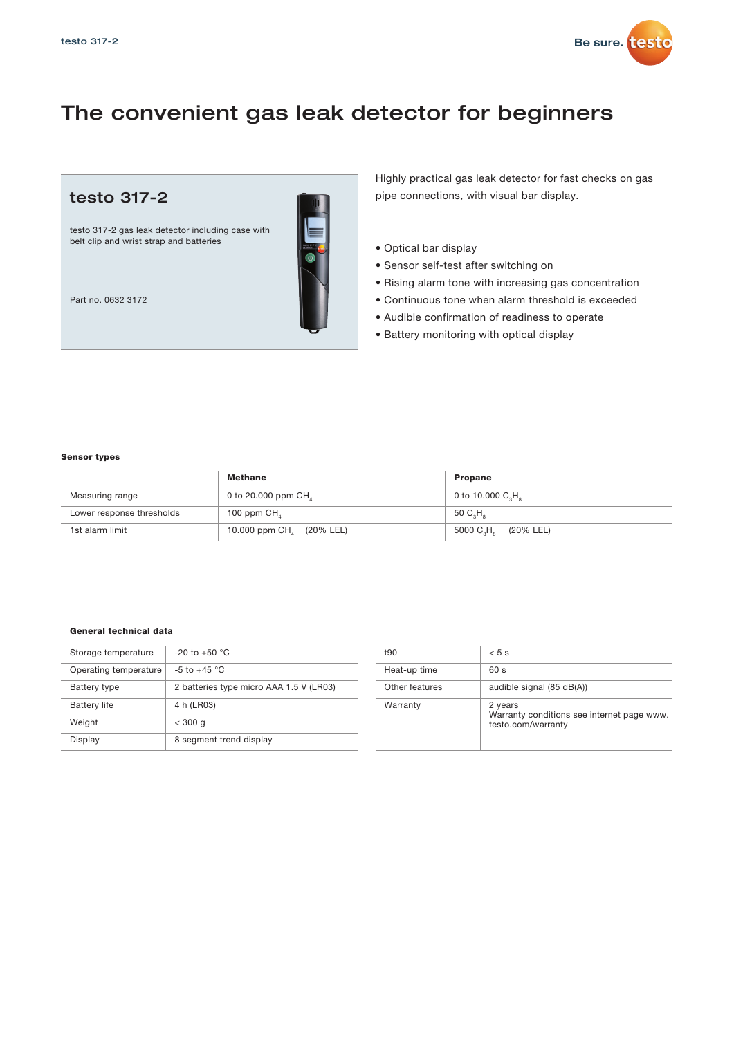# The convenient gas leak detector for beginners

## testo 317-2

testo 317-2 gas leak detector including case with belt clip and wrist strap and batteries

Part no. 0632 3172

Highly practical gas leak detector for fast checks on gas pipe connections, with visual bar display.

- Optical bar display
- Sensor self-test after switching on
- Rising alarm tone with increasing gas concentration
- Continuous tone when alarm threshold is exceeded
- Audible confirmation of readiness to operate
- Battery monitoring with optical display

**Sensor types**

| | **Methane** | **Propane** |
|---|---|---|
| Measuring range | 0 to 20.000 ppm $CH_4$ | 0 to 10.000 $C_3H_8$ |
| Lower response thresholds | 100 ppm $CH_4$ | 50 $C_3H_8$ |
| 1st alarm limit | 10.000 ppm $CH_4$ (20% LEL) | 5000 $C_3H_8$ (20% LEL) |

**General technical data**

| | |
|---|---|
| Storage temperature | -20 to +50 °C |
| Operating temperature | -5 to +45 °C |
| Battery type | 2 batteries type micro AAA 1.5 V (LR03) |
| Battery life | 4 h (LR03) |
| Weight | < 300 g |
| Display | 8 segment trend display |

| | |
|---|---|
| t90 | < 5 s |
| Heat-up time | 60 s |
| Other features | audible signal (85 dB(A)) |
| Warranty | 2 years<br>Warranty conditions see internet page www.testo.com/warranty |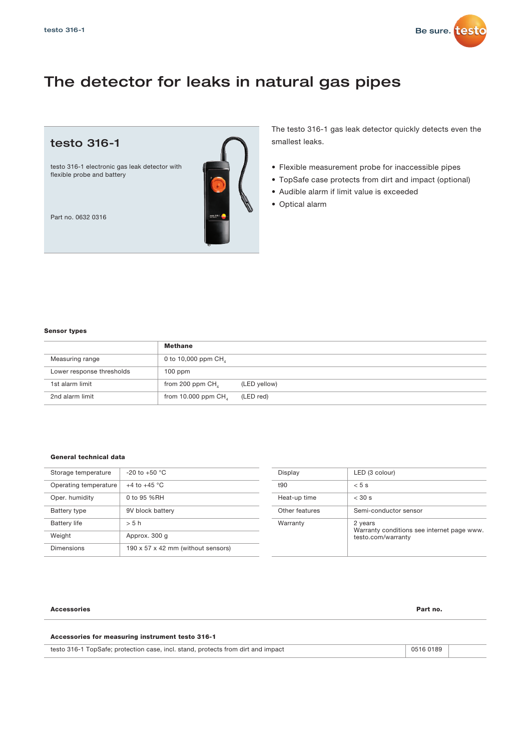# The detector for leaks in natural gas pipes

## testo 316-1

testo 316-1 electronic gas leak detector with flexible probe and battery

Part no. 0632 0316

The testo 316-1 gas leak detector quickly detects even the smallest leaks.

- Flexible measurement probe for inaccessible pipes
- TopSafe case protects from dirt and impact (optional)
- Audible alarm if limit value is exceeded
- Optical alarm

**Sensor types**

| | **Methane** | |
|---|---|---|
| Measuring range | 0 to 10,000 ppm $CH_4$ | |
| Lower response thresholds | 100 ppm | |
| 1st alarm limit | from 200 ppm $CH_4$ | (LED yellow) |
| 2nd alarm limit | from 10.000 ppm $CH_4$ | (LED red) |

**General technical data**

| | |
|---|---|
| Storage temperature | -20 to +50 °C |
| Operating temperature | +4 to +45 °C |
| Oper. humidity | 0 to 95 %RH |
| Battery type | 9V block battery |
| Battery life | > 5 h |
| Weight | Approx. 300 g |
| Dimensions | 190 x 57 x 42 mm (without sensors) |

| | |
|---|---|
| Display | LED (3 colour) |
| t90 | < 5 s |
| Heat-up time | < 30 s |
| Other features | Semi-conductor sensor |
| Warranty | 2 years<br>Warranty conditions see internet page www.testo.com/warranty |

| **Accessories** | **Part no.** |
|---|---|
| **Accessories for measuring instrument testo 316-1** | |
| testo 316-1 TopSafe; protection case, incl. stand, protects from dirt and impact | 0516 0189 |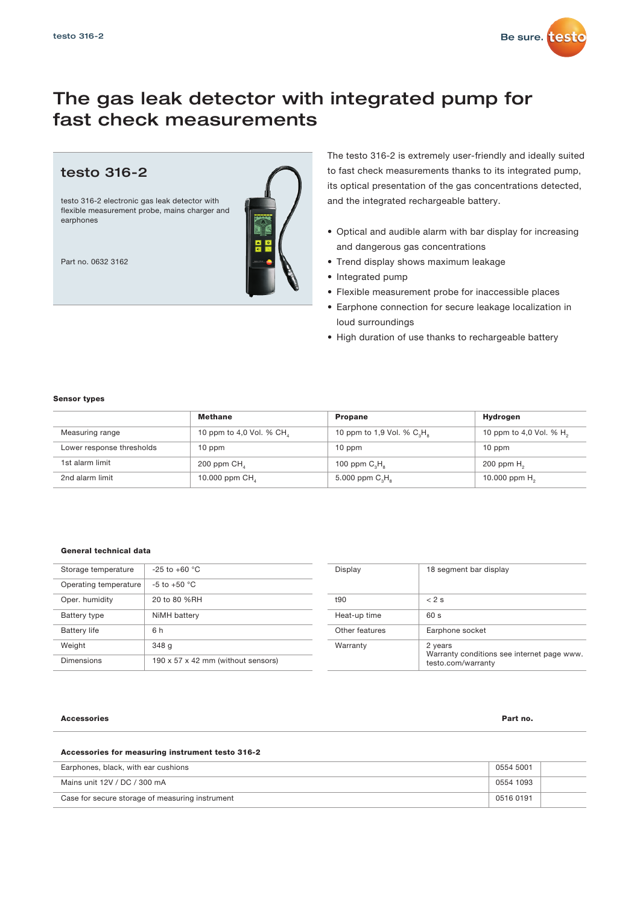# The gas leak detector with integrated pump for fast check measurements

## testo 316-2

testo 316-2 electronic gas leak detector with flexible measurement probe, mains charger and earphones

Part no. 0632 3162

The testo 316-2 is extremely user-friendly and ideally suited to fast check measurements thanks to its integrated pump, its optical presentation of the gas concentrations detected, and the integrated rechargeable battery.

- Optical and audible alarm with bar display for increasing and dangerous gas concentrations
- Trend display shows maximum leakage
- Integrated pump
- Flexible measurement probe for inaccessible places
- Earphone connection for secure leakage localization in loud surroundings
- High duration of use thanks to rechargeable battery

**Sensor types**

| | **Methane** | **Propane** | **Hydrogen** |
|---|---|---|---|
| Measuring range | 10 ppm to 4,0 Vol. % $CH_4$ | 10 ppm to 1,9 Vol. % $C_3H_8$ | 10 ppm to 4,0 Vol. % $H_2$ |
| Lower response thresholds | 10 ppm | 10 ppm | 10 ppm |
| 1st alarm limit | 200 ppm $CH_4$ | 100 ppm $C_3H_8$ | 200 ppm $H_2$ |
| 2nd alarm limit | 10.000 ppm $CH_4$ | 5.000 ppm $C_3H_8$ | 10.000 ppm $H_2$ |

**General technical data**

| | |
|---|---|
| Storage temperature | -25 to +60 °C |
| Operating temperature | -5 to +50 °C |
| Oper. humidity | 20 to 80 %RH |
| Battery type | NiMH battery |
| Battery life | 6 h |
| Weight | 348 g |
| Dimensions | 190 x 57 x 42 mm (without sensors) |

| | |
|---|---|
| Display | 18 segment bar display |
| t90 | < 2 s |
| Heat-up time | 60 s |
| Other features | Earphone socket |
| Warranty | 2 years<br>Warranty conditions see internet page www.testo.com/warranty |

**Accessories** — **Part no.**

**Accessories for measuring instrument testo 316-2**

| | |
|---|---|
| Earphones, black, with ear cushions | 0554 5001 |
| Mains unit 12V / DC / 300 mA | 0554 1093 |
| Case for secure storage of measuring instrument | 0516 0191 |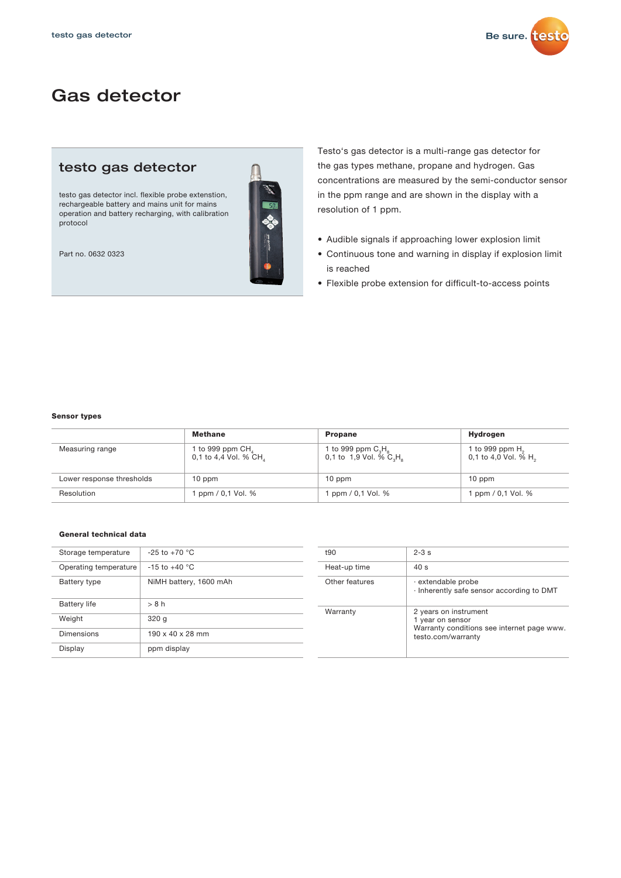# Gas detector

## testo gas detector

testo gas detector incl. flexible probe extension, rechargeable battery and mains unit for mains operation and battery recharging, with calibration protocol

Part no. 0632 0323

Testo's gas detector is a multi-range gas detector for the gas types methane, propane and hydrogen. Gas concentrations are measured by the semi-conductor sensor in the ppm range and are shown in the display with a resolution of 1 ppm.

- Audible signals if approaching lower explosion limit
- Continuous tone and warning in display if explosion limit is reached
- Flexible probe extension for difficult-to-access points

**Sensor types**

| | **Methane** | **Propane** | **Hydrogen** |
|---|---|---|---|
| Measuring range | 1 to 999 ppm $CH_4$<br>0,1 to 4,4 Vol. % $CH_4$ | 1 to 999 ppm $C_3H_8$<br>0,1 to 1,9 Vol. % $C_3H_8$ | 1 to 999 ppm $H_2$<br>0,1 to 4,0 Vol. % $H_2$ |
| Lower response thresholds | 10 ppm | 10 ppm | 10 ppm |
| Resolution | 1 ppm / 0,1 Vol. % | 1 ppm / 0,1 Vol. % | 1 ppm / 0,1 Vol. % |

**General technical data**

| | |
|---|---|
| Storage temperature | -25 to +70 °C |
| Operating temperature | -15 to +40 °C |
| Battery type | NiMH battery, 1600 mAh |
| Battery life | > 8 h |
| Weight | 320 g |
| Dimensions | 190 x 40 x 28 mm |
| Display | ppm display |

| | |
|---|---|
| t90 | 2-3 s |
| Heat-up time | 40 s |
| Other features | · extendable probe<br>· Inherently safe sensor according to DMT |
| Warranty | 2 years on instrument<br>1 year on sensor<br>Warranty conditions see internet page www.testo.com/warranty |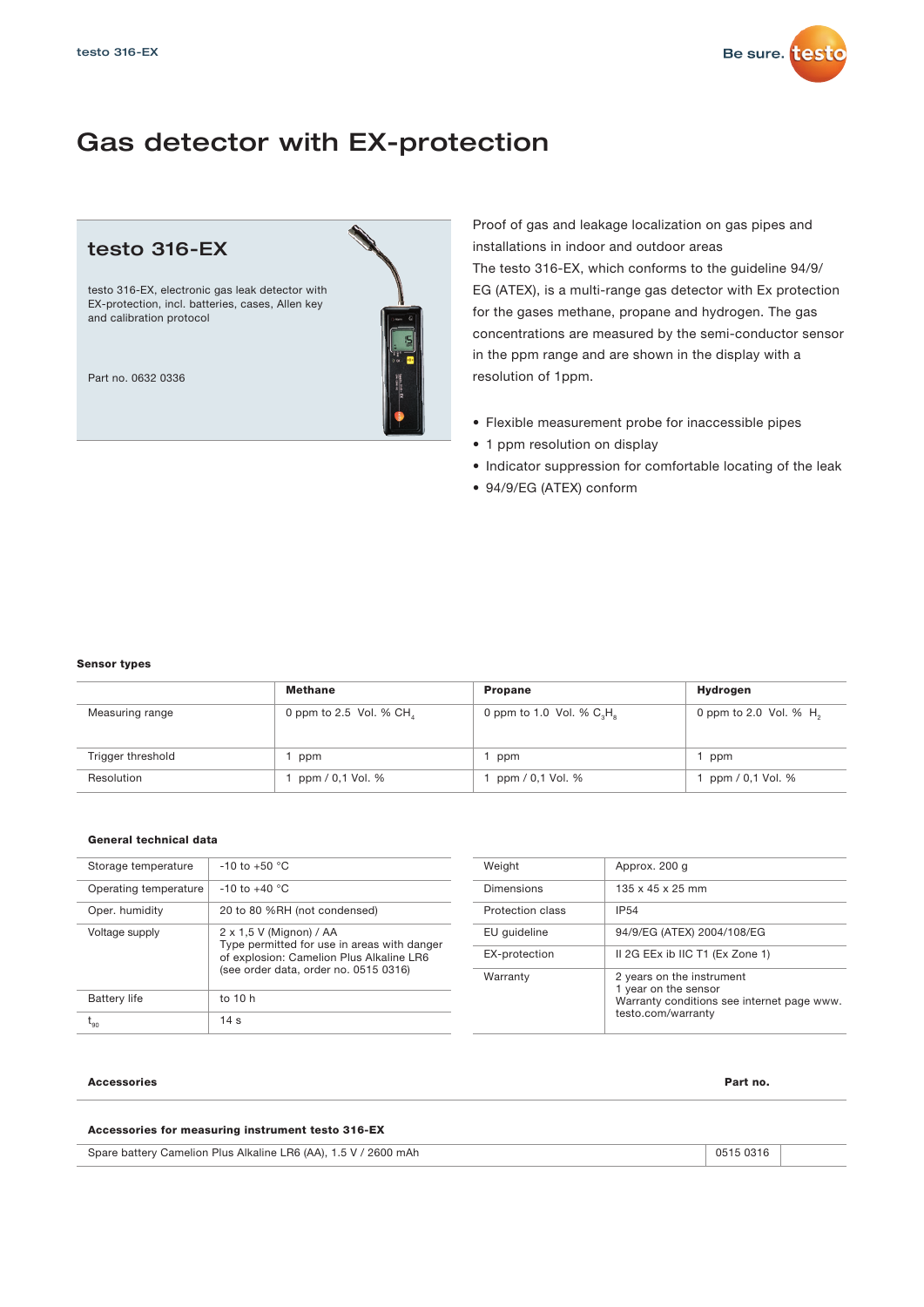# Gas detector with EX-protection

## testo 316-EX

testo 316-EX, electronic gas leak detector with EX-protection, incl. batteries, cases, Allen key and calibration protocol

Part no. 0632 0336

Proof of gas and leakage localization on gas pipes and installations in indoor and outdoor areas

The testo 316-EX, which conforms to the guideline 94/9/EG (ATEX), is a multi-range gas detector with Ex protection for the gases methane, propane and hydrogen. The gas concentrations are measured by the semi-conductor sensor in the ppm range and are shown in the display with a resolution of 1ppm.

- Flexible measurement probe for inaccessible pipes
- 1 ppm resolution on display
- Indicator suppression for comfortable locating of the leak
- 94/9/EG (ATEX) conform

### Sensor types

| | Methane | Propane | Hydrogen |
|---|---|---|---|
| Measuring range | 0 ppm to 2.5 Vol. % $CH_4$ | 0 ppm to 1.0 Vol. % $C_3H_8$ | 0 ppm to 2.0 Vol. % $H_2$ |
| Trigger threshold | 1 ppm | 1 ppm | 1 ppm |
| Resolution | 1 ppm / 0,1 Vol. % | 1 ppm / 0,1 Vol. % | 1 ppm / 0,1 Vol. % |

### General technical data

| | |
|---|---|
| Storage temperature | -10 to +50 °C |
| Operating temperature | -10 to +40 °C |
| Oper. humidity | 20 to 80 %RH (not condensed) |
| Voltage supply | 2 x 1,5 V (Mignon) / AA<br>Type permitted for use in areas with danger of explosion: Camelion Plus Alkaline LR6 (see order data, order no. 0515 0316) |
| Battery life | to 10 h |
| $t_{90}$ | 14 s |

| | |
|---|---|
| Weight | Approx. 200 g |
| Dimensions | 135 x 45 x 25 mm |
| Protection class | IP54 |
| EU guideline | 94/9/EG (ATEX) 2004/108/EG |
| EX-protection | II 2G EEx ib IIC T1 (Ex Zone 1) |
| Warranty | 2 years on the instrument<br>1 year on the sensor<br>Warranty conditions see internet page www.testo.com/warranty |

### Accessories

| Accessories for measuring instrument testo 316-EX | Part no. |
|---|---|
| Spare battery Camelion Plus Alkaline LR6 (AA), 1.5 V / 2600 mAh | 0515 0316 |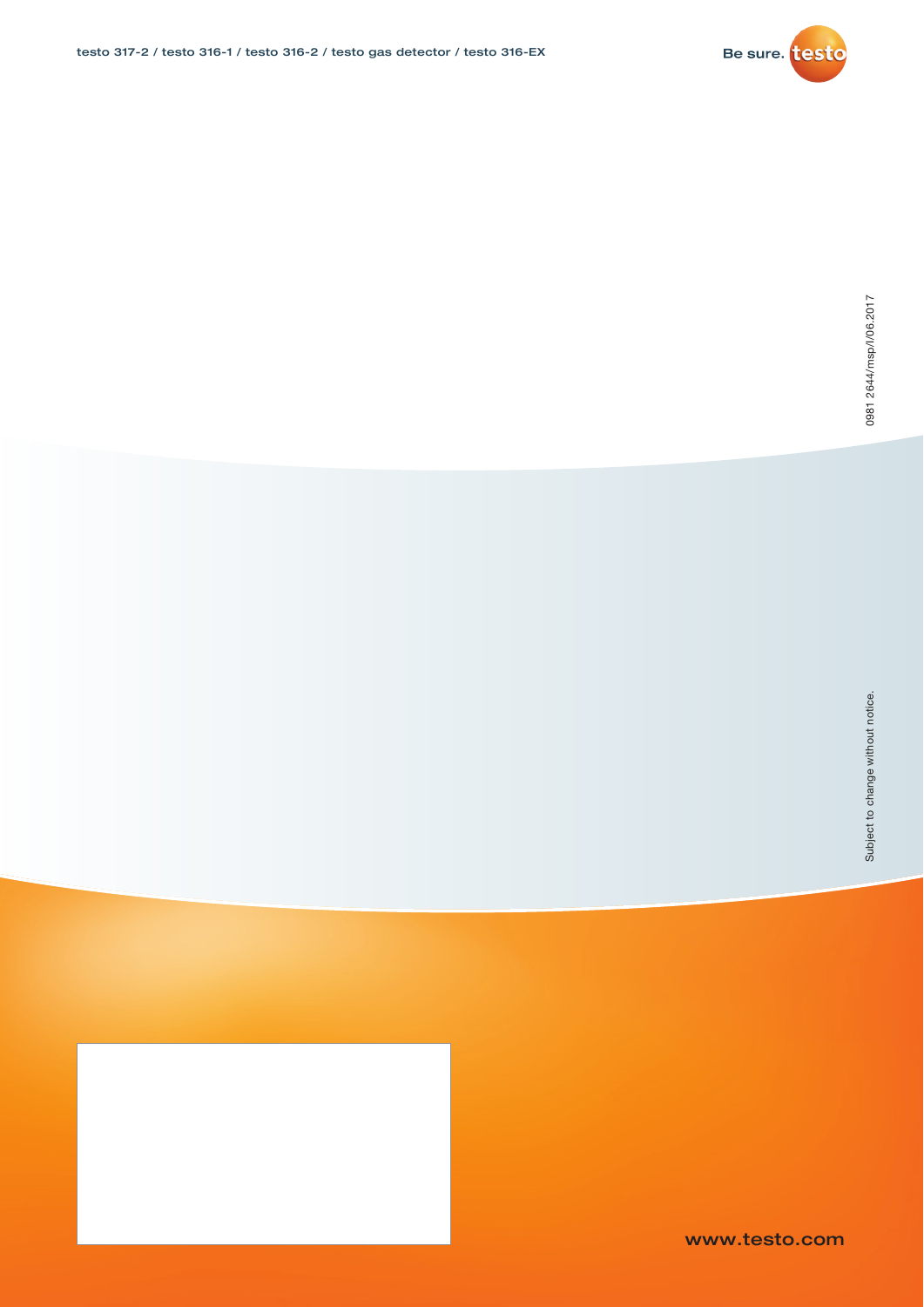testo 317-2 / testo 316-1 / testo 316-2 / testo gas detector / testo 316-EX

Be sure. testo

0981 2644/msp/I/06.2017

Subject to change without notice.

www.testo.com